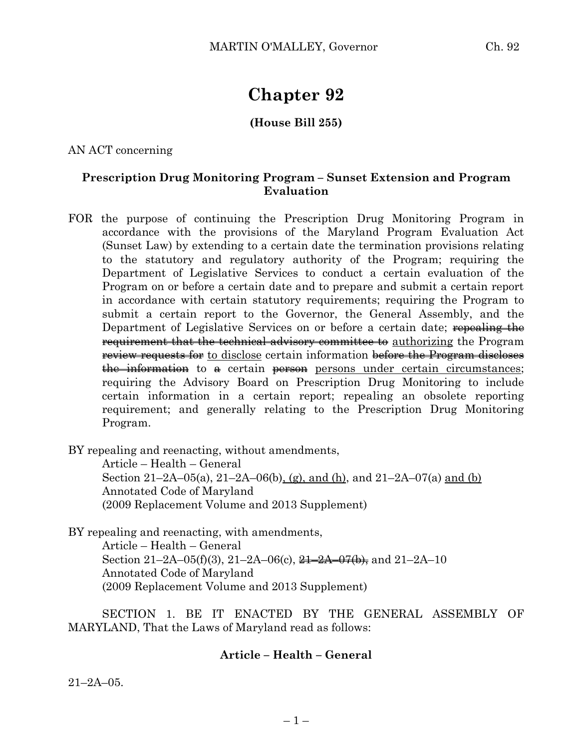# Chapter 92

**(House Bill 255)**

AN ACT concerning

**Prescription Drug Monitoring Program – Sunset Extension and Program Evaluation**

FOR the purpose of continuing the Prescription Drug Monitoring Program in accordance with the provisions of the Maryland Program Evaluation Act (Sunset Law) by extending to a certain date the termination provisions relating to the statutory and regulatory authority of the Program; requiring the Department of Legislative Services to conduct a certain evaluation of the Program on or before a certain date and to prepare and submit a certain report in accordance with certain statutory requirements; requiring the Program to submit a certain report to the Governor, the General Assembly, and the Department of Legislative Services on or before a certain date; ~~repealing the requirement that the technical advisory committee to~~ <u>authorizing</u> the Program ~~review requests for~~ <u>to disclose</u> certain information ~~before the Program discloses the information~~ to ~~a~~ certain ~~person~~ <u>persons under certain circumstances</u>; requiring the Advisory Board on Prescription Drug Monitoring to include certain information in a certain report; repealing an obsolete reporting requirement; and generally relating to the Prescription Drug Monitoring Program.

BY repealing and reenacting, without amendments,
Article – Health – General
Section 21–2A–05(a), 21–2A–06(b)<u>, (g), and (h)</u>, and 21–2A–07(a) <u>and (b)</u>
Annotated Code of Maryland
(2009 Replacement Volume and 2013 Supplement)

BY repealing and reenacting, with amendments,
Article – Health – General
Section 21–2A–05(f)(3), 21–2A–06(c), ~~21–2A–07(b),~~ and 21–2A–10
Annotated Code of Maryland
(2009 Replacement Volume and 2013 Supplement)

SECTION 1. BE IT ENACTED BY THE GENERAL ASSEMBLY OF MARYLAND, That the Laws of Maryland read as follows:

**Article – Health – General**

21–2A–05.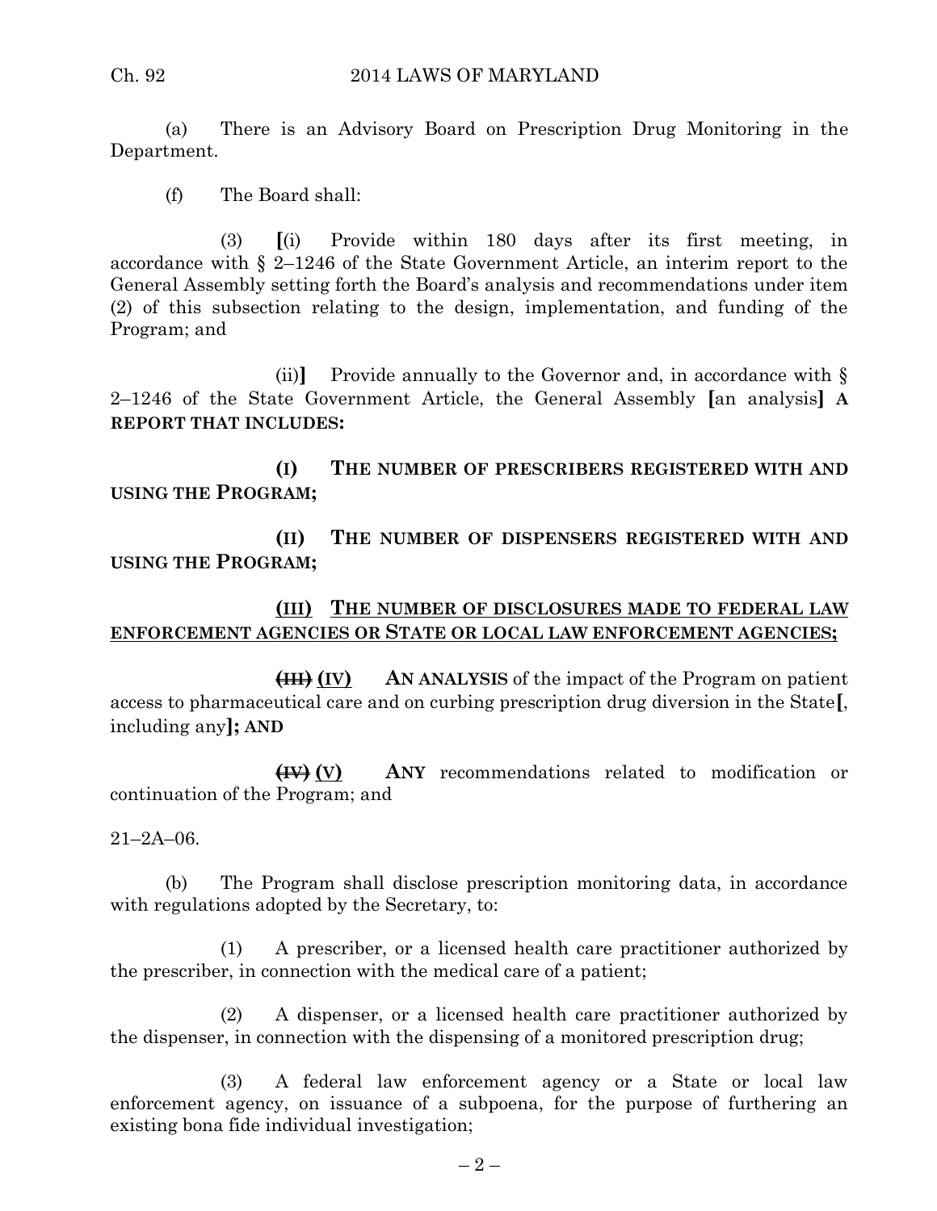(a) There is an Advisory Board on Prescription Drug Monitoring in the Department.

(f) The Board shall:

(3) [(i) Provide within 180 days after its first meeting, in accordance with § 2–1246 of the State Government Article, an interim report to the General Assembly setting forth the Board's analysis and recommendations under item (2) of this subsection relating to the design, implementation, and funding of the Program; and

(ii)] Provide annually to the Governor and, in accordance with § 2–1246 of the State Government Article, the General Assembly [an analysis] **A REPORT THAT INCLUDES:**

**(I) THE NUMBER OF PRESCRIBERS REGISTERED WITH AND USING THE PROGRAM;**

**(II) THE NUMBER OF DISPENSERS REGISTERED WITH AND USING THE PROGRAM;**

**(III) THE NUMBER OF DISCLOSURES MADE TO FEDERAL LAW ENFORCEMENT AGENCIES OR STATE OR LOCAL LAW ENFORCEMENT AGENCIES;**

~~**(III)**~~ **(IV) AN ANALYSIS** of the impact of the Program on patient access to pharmaceutical care and on curbing prescription drug diversion in the State[, including any]**; AND**

~~**(IV)**~~ **(V) ANY** recommendations related to modification or continuation of the Program; and

21–2A–06.

(b) The Program shall disclose prescription monitoring data, in accordance with regulations adopted by the Secretary, to:

(1) A prescriber, or a licensed health care practitioner authorized by the prescriber, in connection with the medical care of a patient;

(2) A dispenser, or a licensed health care practitioner authorized by the dispenser, in connection with the dispensing of a monitored prescription drug;

(3) A federal law enforcement agency or a State or local law enforcement agency, on issuance of a subpoena, for the purpose of furthering an existing bona fide individual investigation;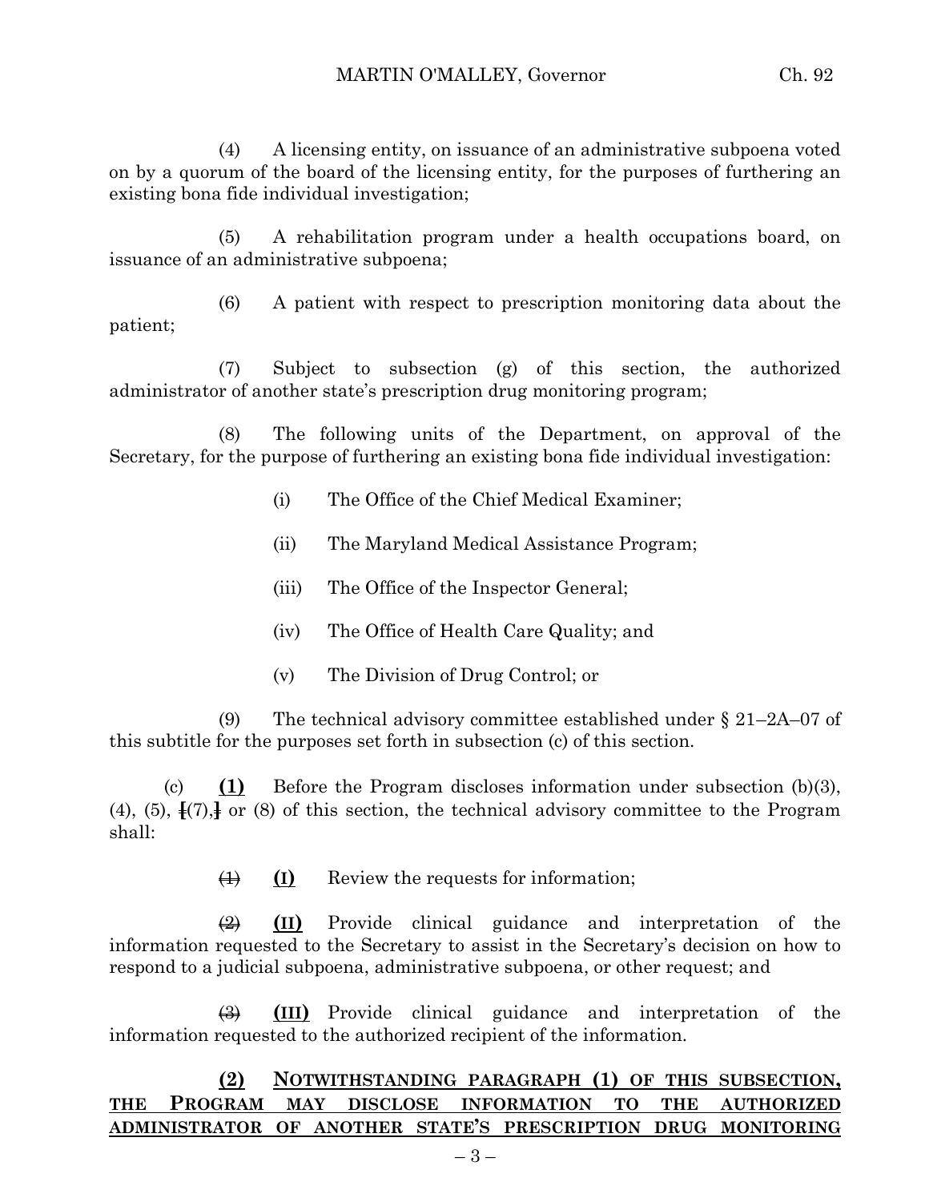(4) A licensing entity, on issuance of an administrative subpoena voted on by a quorum of the board of the licensing entity, for the purposes of furthering an existing bona fide individual investigation;

(5) A rehabilitation program under a health occupations board, on issuance of an administrative subpoena;

(6) A patient with respect to prescription monitoring data about the patient;

(7) Subject to subsection (g) of this section, the authorized administrator of another state's prescription drug monitoring program;

(8) The following units of the Department, on approval of the Secretary, for the purpose of furthering an existing bona fide individual investigation:

(i) The Office of the Chief Medical Examiner;

(ii) The Maryland Medical Assistance Program;

(iii) The Office of the Inspector General;

(iv) The Office of Health Care Quality; and

(v) The Division of Drug Control; or

(9) The technical advisory committee established under § 21–2A–07 of this subtitle for the purposes set forth in subsection (c) of this section.

(c) **<u>(1)</u>** Before the Program discloses information under subsection (b)(3), (4), (5), [(7),] or (8) of this section, the technical advisory committee to the Program shall:

~~(1)~~ **<u>(I)</u>** Review the requests for information;

~~(2)~~ **<u>(II)</u>** Provide clinical guidance and interpretation of the information requested to the Secretary to assist in the Secretary's decision on how to respond to a judicial subpoena, administrative subpoena, or other request; and

~~(3)~~ **<u>(III)</u>** Provide clinical guidance and interpretation of the information requested to the authorized recipient of the information.

**<u>(2) NOTWITHSTANDING PARAGRAPH (1) OF THIS SUBSECTION, THE PROGRAM MAY DISCLOSE INFORMATION TO THE AUTHORIZED ADMINISTRATOR OF ANOTHER STATE'S PRESCRIPTION DRUG MONITORING</u>**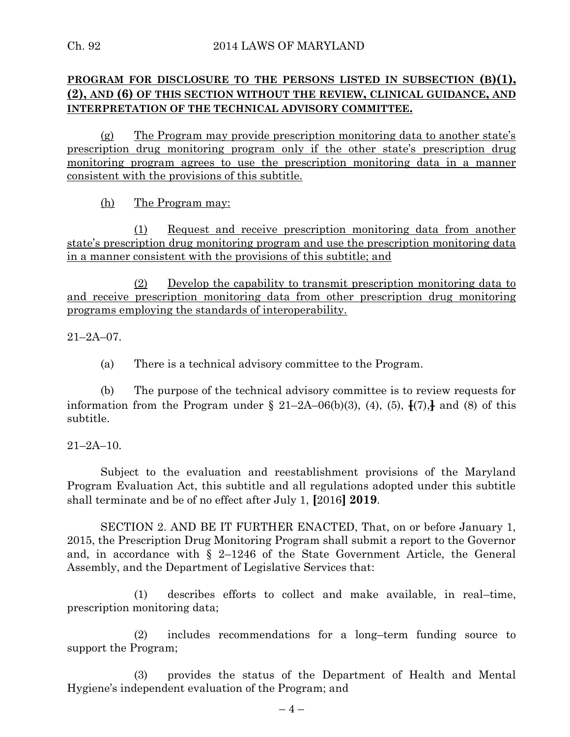**PROGRAM FOR DISCLOSURE TO THE PERSONS LISTED IN SUBSECTION (B)(1), (2), AND (6) OF THIS SECTION WITHOUT THE REVIEW, CLINICAL GUIDANCE, AND INTERPRETATION OF THE TECHNICAL ADVISORY COMMITTEE.**

(g) The Program may provide prescription monitoring data to another state's prescription drug monitoring program only if the other state's prescription drug monitoring program agrees to use the prescription monitoring data in a manner consistent with the provisions of this subtitle.

(h) The Program may:

(1) Request and receive prescription monitoring data from another state's prescription drug monitoring program and use the prescription monitoring data in a manner consistent with the provisions of this subtitle; and

(2) Develop the capability to transmit prescription monitoring data to and receive prescription monitoring data from other prescription drug monitoring programs employing the standards of interoperability.

21–2A–07.

(a) There is a technical advisory committee to the Program.

(b) The purpose of the technical advisory committee is to review requests for information from the Program under § 21–2A–06(b)(3), (4), (5), [(7),] and (8) of this subtitle.

21–2A–10.

Subject to the evaluation and reestablishment provisions of the Maryland Program Evaluation Act, this subtitle and all regulations adopted under this subtitle shall terminate and be of no effect after July 1, **[**2016**]** **2019**.

SECTION 2. AND BE IT FURTHER ENACTED, That, on or before January 1, 2015, the Prescription Drug Monitoring Program shall submit a report to the Governor and, in accordance with § 2–1246 of the State Government Article, the General Assembly, and the Department of Legislative Services that:

(1) describes efforts to collect and make available, in real–time, prescription monitoring data;

(2) includes recommendations for a long–term funding source to support the Program;

(3) provides the status of the Department of Health and Mental Hygiene's independent evaluation of the Program; and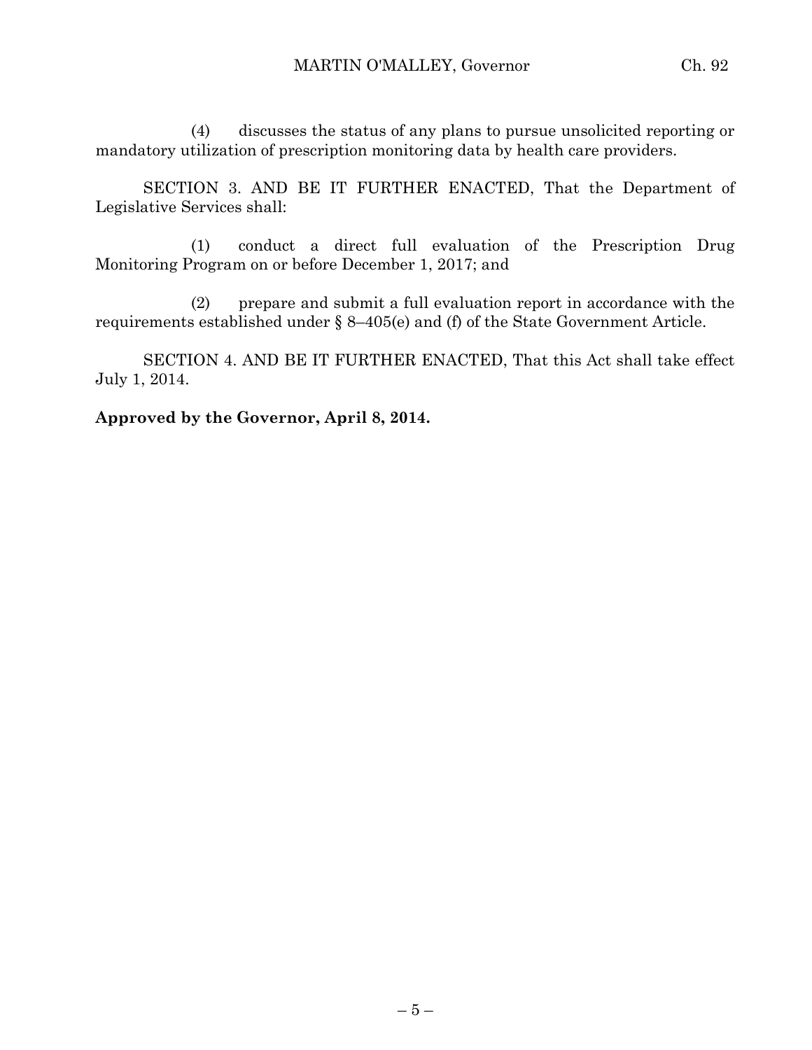(4) discusses the status of any plans to pursue unsolicited reporting or mandatory utilization of prescription monitoring data by health care providers.

SECTION 3. AND BE IT FURTHER ENACTED, That the Department of Legislative Services shall:

(1) conduct a direct full evaluation of the Prescription Drug Monitoring Program on or before December 1, 2017; and

(2) prepare and submit a full evaluation report in accordance with the requirements established under § 8–405(e) and (f) of the State Government Article.

SECTION 4. AND BE IT FURTHER ENACTED, That this Act shall take effect July 1, 2014.

**Approved by the Governor, April 8, 2014.**